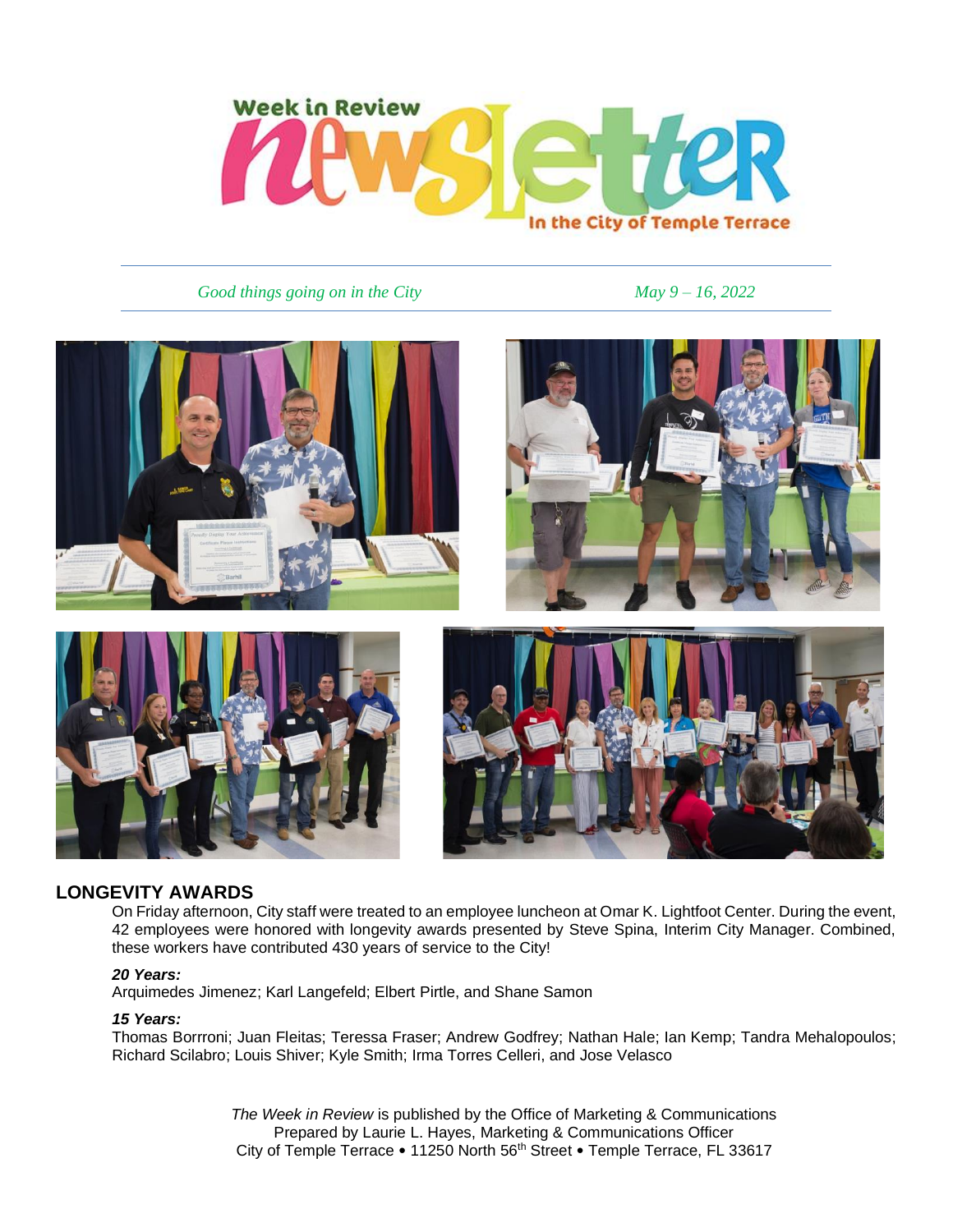# Week in Review Newsletter

In the City of Temple Terrace

*Good things going on in the City* *May 9 – 16, 2022*

## LONGEVITY AWARDS

On Friday afternoon, City staff were treated to an employee luncheon at Omar K. Lightfoot Center. During the event, 42 employees were honored with longevity awards presented by Steve Spina, Interim City Manager. Combined, these workers have contributed 430 years of service to the City!

***20 Years:***

Arquimedes Jimenez; Karl Langefeld; Elbert Pirtle, and Shane Samon

***15 Years:***

Thomas Borrroni; Juan Fleitas; Teressa Fraser; Andrew Godfrey; Nathan Hale; Ian Kemp; Tandra Mehalopoulos; Richard Scilabro; Louis Shiver; Kyle Smith; Irma Torres Celleri, and Jose Velasco

*The Week in Review* is published by the Office of Marketing & Communications
Prepared by Laurie L. Hayes, Marketing & Communications Officer
City of Temple Terrace • 11250 North 56th Street • Temple Terrace, FL 33617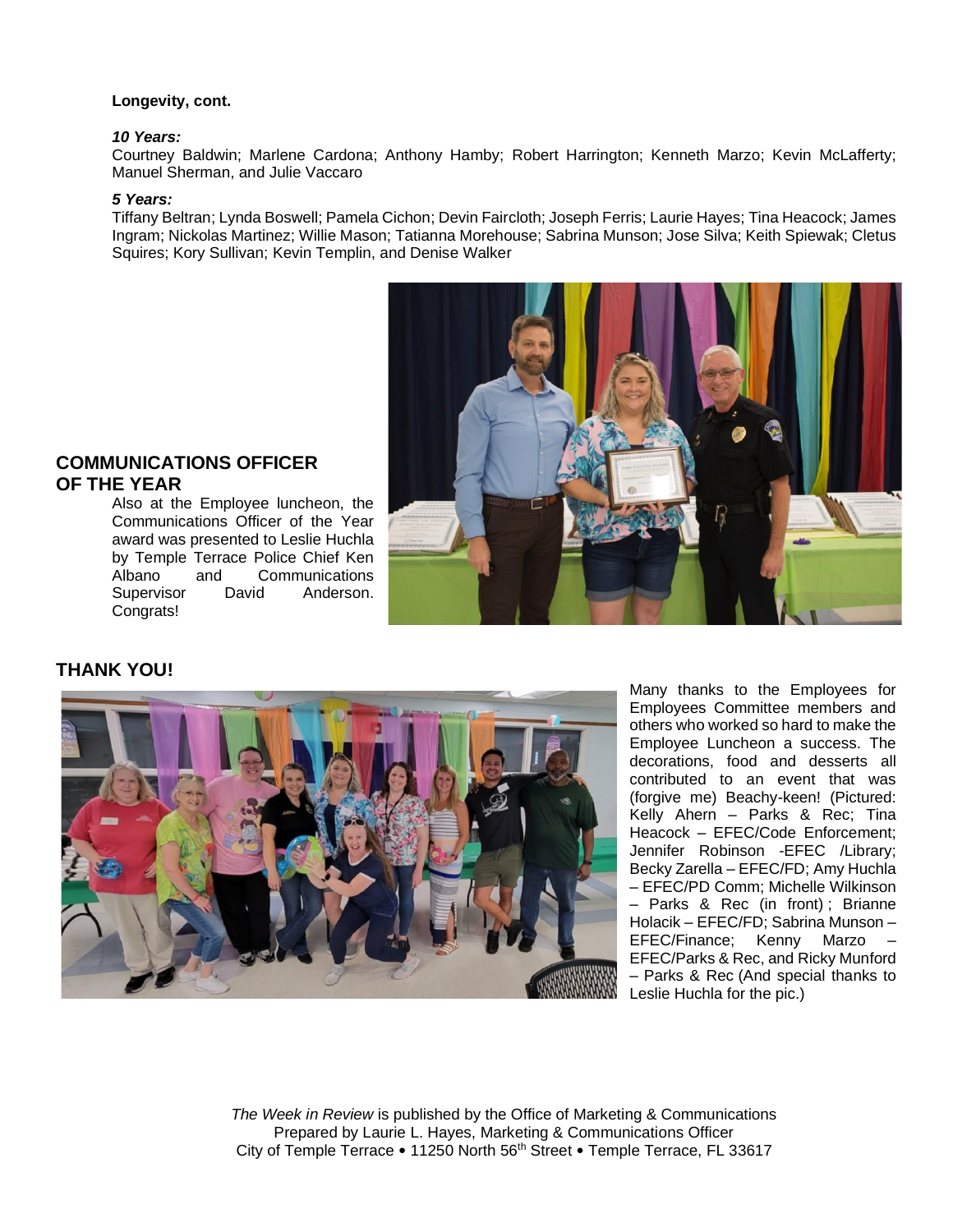**Longevity, cont.**

***10 Years:***

Courtney Baldwin; Marlene Cardona; Anthony Hamby; Robert Harrington; Kenneth Marzo; Kevin McLafferty; Manuel Sherman, and Julie Vaccaro

***5 Years:***

Tiffany Beltran; Lynda Boswell; Pamela Cichon; Devin Faircloth; Joseph Ferris; Laurie Hayes; Tina Heacock; James Ingram; Nickolas Martinez; Willie Mason; Tatianna Morehouse; Sabrina Munson; Jose Silva; Keith Spiewak; Cletus Squires; Kory Sullivan; Kevin Templin, and Denise Walker

## COMMUNICATIONS OFFICER OF THE YEAR

Also at the Employee luncheon, the Communications Officer of the Year award was presented to Leslie Huchla by Temple Terrace Police Chief Ken Albano and Communications Supervisor David Anderson. Congrats!

## THANK YOU!

Many thanks to the Employees for Employees Committee members and others who worked so hard to make the Employee Luncheon a success. The decorations, food and desserts all contributed to an event that was (forgive me) Beachy-keen! (Pictured: Kelly Ahern – Parks & Rec; Tina Heacock – EFEC/Code Enforcement; Jennifer Robinson -EFEC /Library; Becky Zarella – EFEC/FD; Amy Huchla – EFEC/PD Comm; Michelle Wilkinson – Parks & Rec (in front) ; Brianne Holacik – EFEC/FD; Sabrina Munson – EFEC/Finance; Kenny Marzo – EFEC/Parks & Rec, and Ricky Munford – Parks & Rec (And special thanks to Leslie Huchla for the pic.)

*The Week in Review* is published by the Office of Marketing & Communications
Prepared by Laurie L. Hayes, Marketing & Communications Officer
City of Temple Terrace • 11250 North 56th Street • Temple Terrace, FL 33617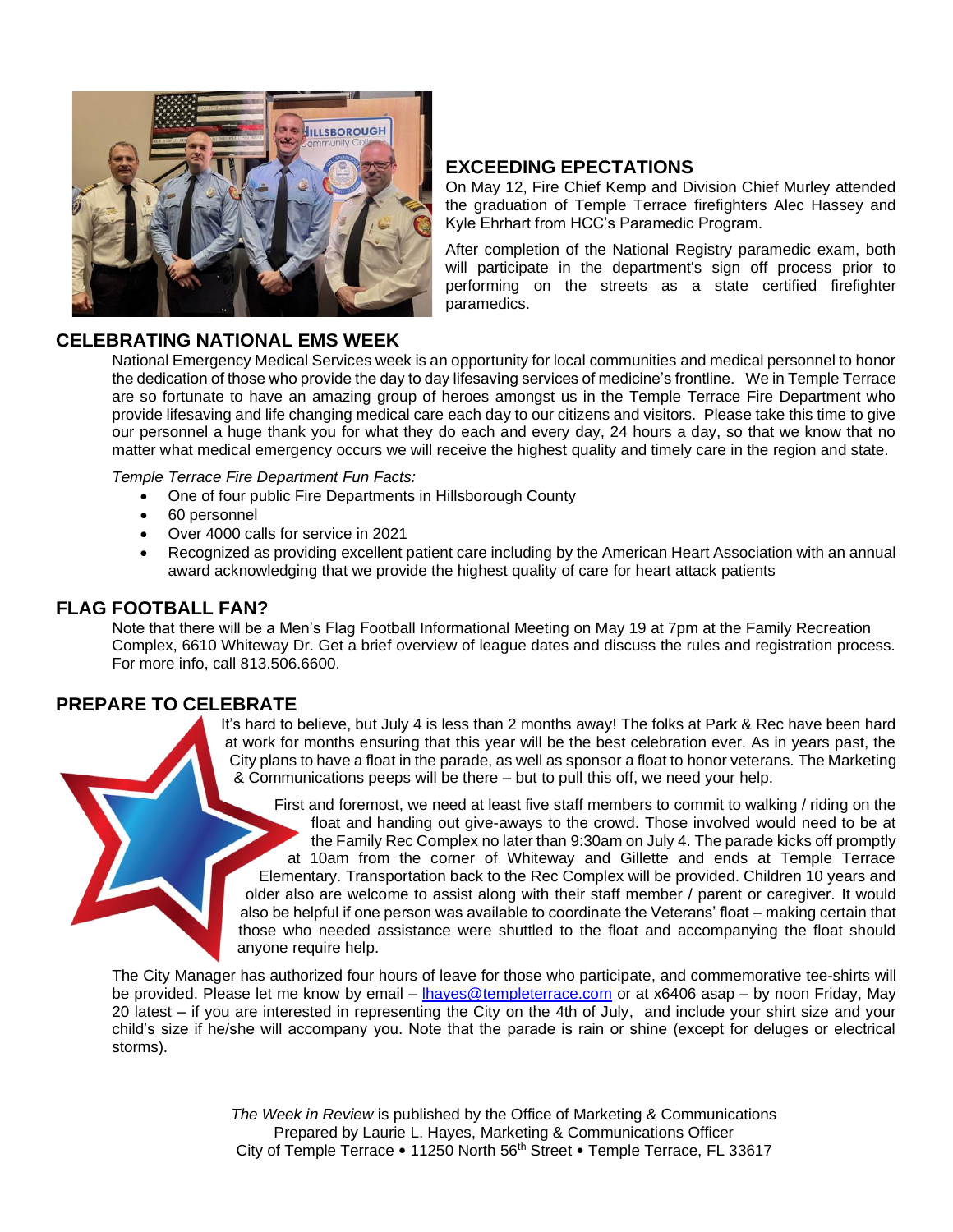## EXCEEDING EPECTATIONS

On May 12, Fire Chief Kemp and Division Chief Murley attended the graduation of Temple Terrace firefighters Alec Hassey and Kyle Ehrhart from HCC's Paramedic Program.

After completion of the National Registry paramedic exam, both will participate in the department's sign off process prior to performing on the streets as a state certified firefighter paramedics.

## CELEBRATING NATIONAL EMS WEEK

National Emergency Medical Services week is an opportunity for local communities and medical personnel to honor the dedication of those who provide the day to day lifesaving services of medicine's frontline. We in Temple Terrace are so fortunate to have an amazing group of heroes amongst us in the Temple Terrace Fire Department who provide lifesaving and life changing medical care each day to our citizens and visitors. Please take this time to give our personnel a huge thank you for what they do each and every day, 24 hours a day, so that we know that no matter what medical emergency occurs we will receive the highest quality and timely care in the region and state.

*Temple Terrace Fire Department Fun Facts:*

- One of four public Fire Departments in Hillsborough County
- 60 personnel
- Over 4000 calls for service in 2021
- Recognized as providing excellent patient care including by the American Heart Association with an annual award acknowledging that we provide the highest quality of care for heart attack patients

## FLAG FOOTBALL FAN?

Note that there will be a Men's Flag Football Informational Meeting on May 19 at 7pm at the Family Recreation Complex, 6610 Whiteway Dr. Get a brief overview of league dates and discuss the rules and registration process. For more info, call 813.506.6600.

## PREPARE TO CELEBRATE

It's hard to believe, but July 4 is less than 2 months away! The folks at Park & Rec have been hard at work for months ensuring that this year will be the best celebration ever. As in years past, the City plans to have a float in the parade, as well as sponsor a float to honor veterans. The Marketing & Communications peeps will be there – but to pull this off, we need your help.

First and foremost, we need at least five staff members to commit to walking / riding on the float and handing out give-aways to the crowd. Those involved would need to be at the Family Rec Complex no later than 9:30am on July 4. The parade kicks off promptly at 10am from the corner of Whiteway and Gillette and ends at Temple Terrace Elementary. Transportation back to the Rec Complex will be provided. Children 10 years and older also are welcome to assist along with their staff member / parent or caregiver. It would also be helpful if one person was available to coordinate the Veterans' float – making certain that those who needed assistance were shuttled to the float and accompanying the float should anyone require help.

The City Manager has authorized four hours of leave for those who participate, and commemorative tee-shirts will be provided. Please let me know by email – lhayes@templeterrace.com or at x6406 asap – by noon Friday, May 20 latest – if you are interested in representing the City on the 4th of July, and include your shirt size and your child's size if he/she will accompany you. Note that the parade is rain or shine (except for deluges or electrical storms).

*The Week in Review* is published by the Office of Marketing & Communications
Prepared by Laurie L. Hayes, Marketing & Communications Officer
City of Temple Terrace • 11250 North 56th Street • Temple Terrace, FL 33617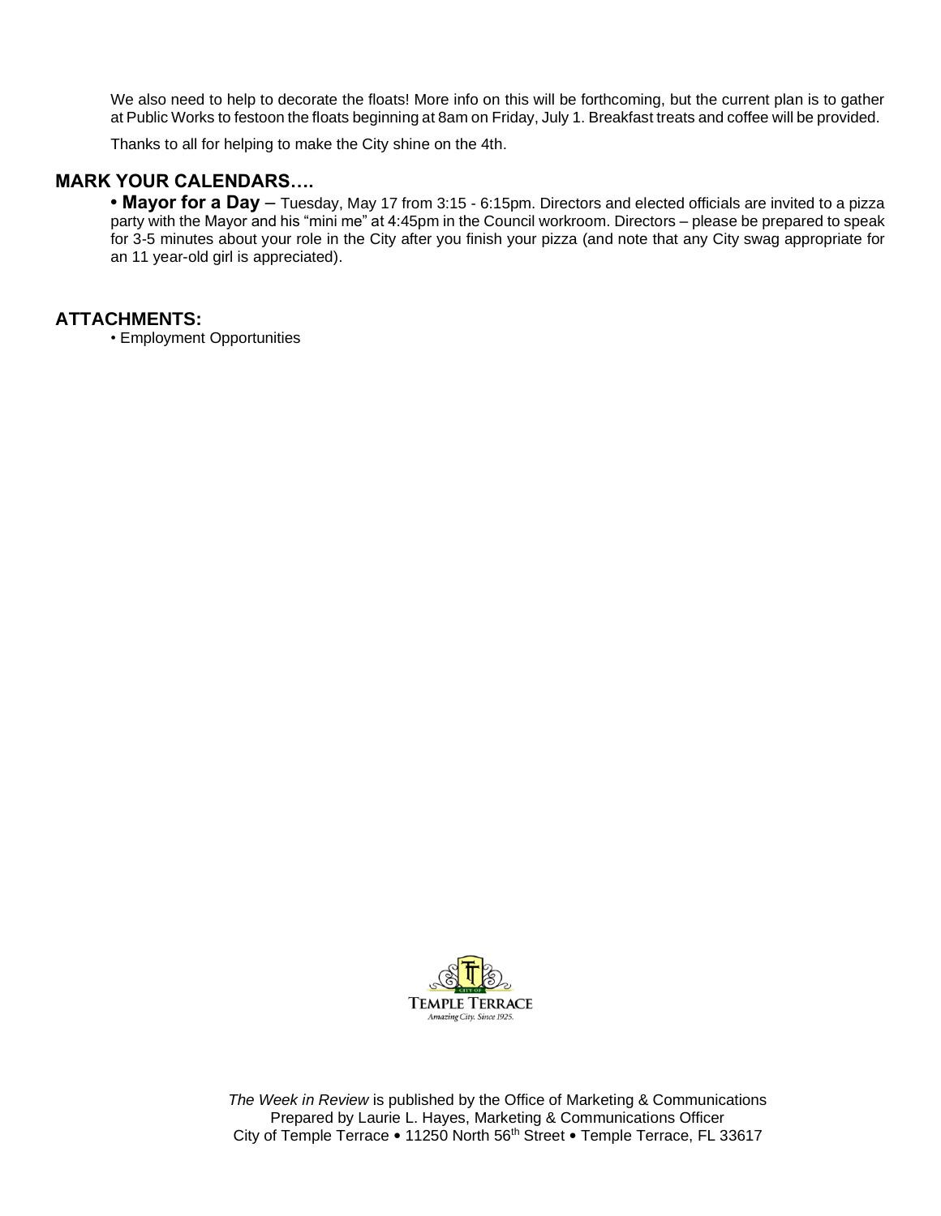We also need to help to decorate the floats! More info on this will be forthcoming, but the current plan is to gather at Public Works to festoon the floats beginning at 8am on Friday, July 1. Breakfast treats and coffee will be provided.

Thanks to all for helping to make the City shine on the 4th.

## MARK YOUR CALENDARS….

• **Mayor for a Day** – Tuesday, May 17 from 3:15 - 6:15pm. Directors and elected officials are invited to a pizza party with the Mayor and his "mini me" at 4:45pm in the Council workroom. Directors – please be prepared to speak for 3-5 minutes about your role in the City after you finish your pizza (and note that any City swag appropriate for an 11 year-old girl is appreciated).

## ATTACHMENTS:

• Employment Opportunities

CITY OF TEMPLE TERRACE
*Amazing City. Since 1925.*

*The Week in Review* is published by the Office of Marketing & Communications
Prepared by Laurie L. Hayes, Marketing & Communications Officer
City of Temple Terrace • 11250 North 56th Street • Temple Terrace, FL 33617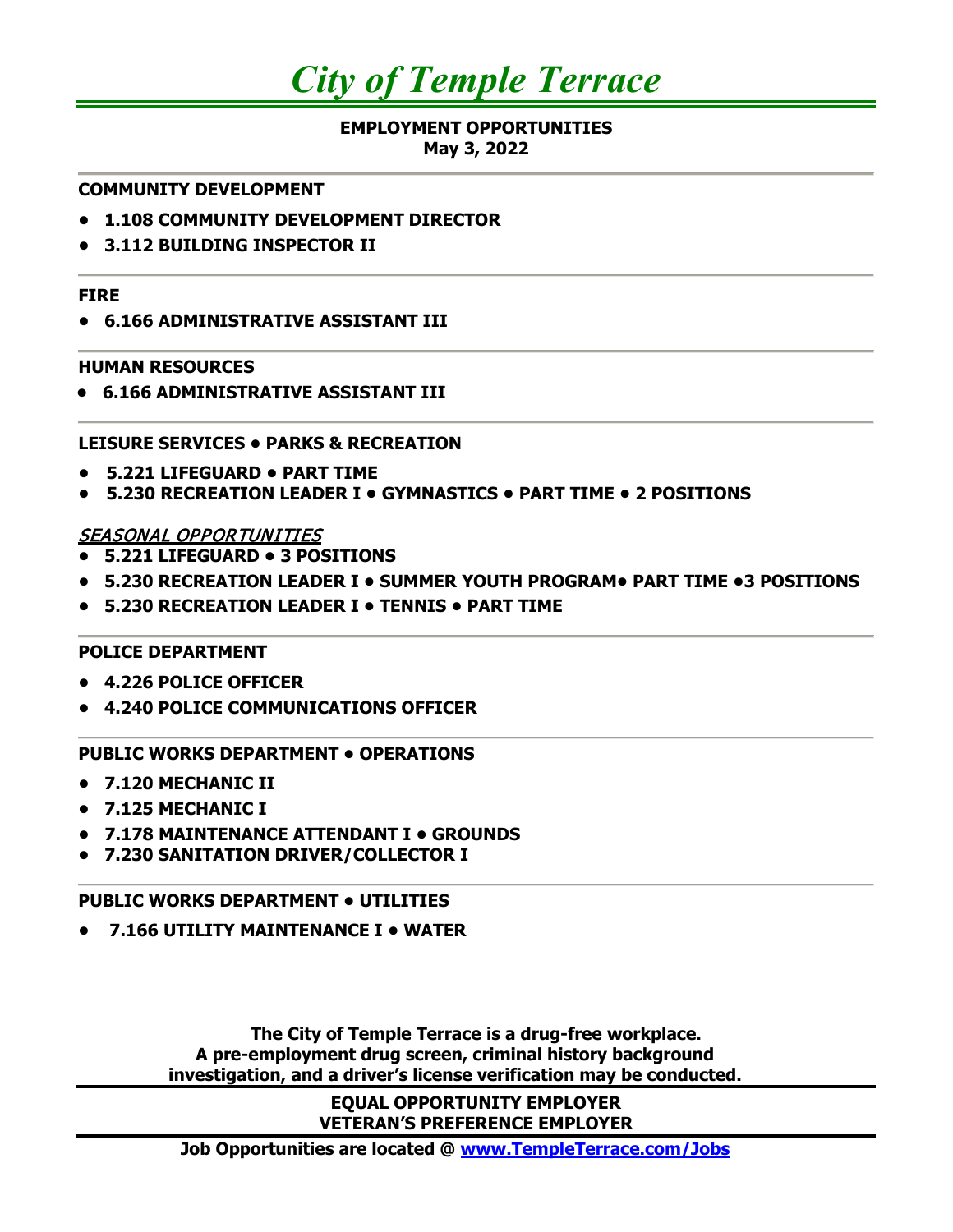# *City of Temple Terrace*

**EMPLOYMENT OPPORTUNITIES**
**May 3, 2022**

---

**COMMUNITY DEVELOPMENT**

- **1.108 COMMUNITY DEVELOPMENT DIRECTOR**
- **3.112 BUILDING INSPECTOR II**

---

**FIRE**

- **6.166 ADMINISTRATIVE ASSISTANT III**

---

**HUMAN RESOURCES**

- **6.166 ADMINISTRATIVE ASSISTANT III**

---

**LEISURE SERVICES • PARKS & RECREATION**

- **5.221 LIFEGUARD • PART TIME**
- **5.230 RECREATION LEADER I • GYMNASTICS • PART TIME • 2 POSITIONS**

*SEASONAL OPPORTUNITIES*

- **5.221 LIFEGUARD • 3 POSITIONS**
- **5.230 RECREATION LEADER I • SUMMER YOUTH PROGRAM• PART TIME •3 POSITIONS**
- **5.230 RECREATION LEADER I • TENNIS • PART TIME**

---

**POLICE DEPARTMENT**

- **4.226 POLICE OFFICER**
- **4.240 POLICE COMMUNICATIONS OFFICER**

---

**PUBLIC WORKS DEPARTMENT • OPERATIONS**

- **7.120 MECHANIC II**
- **7.125 MECHANIC I**
- **7.178 MAINTENANCE ATTENDANT I • GROUNDS**
- **7.230 SANITATION DRIVER/COLLECTOR I**

---

**PUBLIC WORKS DEPARTMENT • UTILITIES**

- **7.166 UTILITY MAINTENANCE I • WATER**

**The City of Temple Terrace is a drug-free workplace.**
**A pre-employment drug screen, criminal history background investigation, and a driver's license verification may be conducted.**

---

**EQUAL OPPORTUNITY EMPLOYER**
**VETERAN'S PREFERENCE EMPLOYER**

---

**Job Opportunities are located @ www.TempleTerrace.com/Jobs**